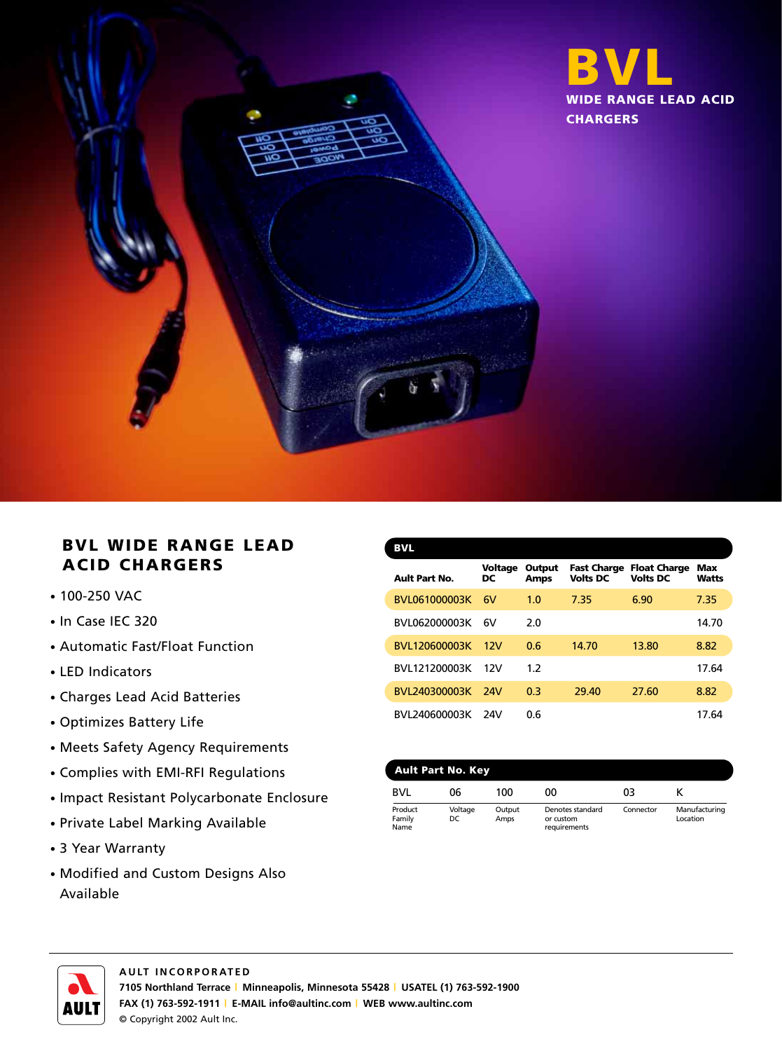# BVL

## WIDE RANGE LEAD ACID CHARGERS

## BVL WIDE RANGE LEAD ACID CHARGERS

- 100-250 VAC
- In Case IEC 320
- Automatic Fast/Float Function
- LED Indicators
- Charges Lead Acid Batteries
- Optimizes Battery Life
- Meets Safety Agency Requirements
- Complies with EMI-RFI Regulations
- Impact Resistant Polycarbonate Enclosure
- Private Label Marking Available
- 3 Year Warranty
- Modified and Custom Designs Also Available

**BVL**

| Ault Part No. | Voltage DC | Output Amps | Fast Charge Volts DC | Float Charge Volts DC | Max Watts |
|---|---|---|---|---|---|
| BVL061000003K | 6V | 1.0 | 7.35 | 6.90 | 7.35 |
| BVL062000003K | 6V | 2.0 | | | 14.70 |
| BVL120600003K | 12V | 0.6 | 14.70 | 13.80 | 8.82 |
| BVL121200003K | 12V | 1.2 | | | 17.64 |
| BVL240300003K | 24V | 0.3 | 29.40 | 27.60 | 8.82 |
| BVL240600003K | 24V | 0.6 | | | 17.64 |

**Ault Part No. Key**

| BVL | 06 | 100 | 00 | 03 | K |
|---|---|---|---|---|---|
| Product Family Name | Voltage DC | Output Amps | Denotes standard or custom requirements | Connector | Manufacturing Location |

**AULT INCORPORATED**
7105 Northland Terrace | Minneapolis, Minnesota 55428 | USATEL (1) 763-592-1900
FAX (1) 763-592-1911 | E-MAIL info@aultinc.com | WEB www.aultinc.com
© Copyright 2002 Ault Inc.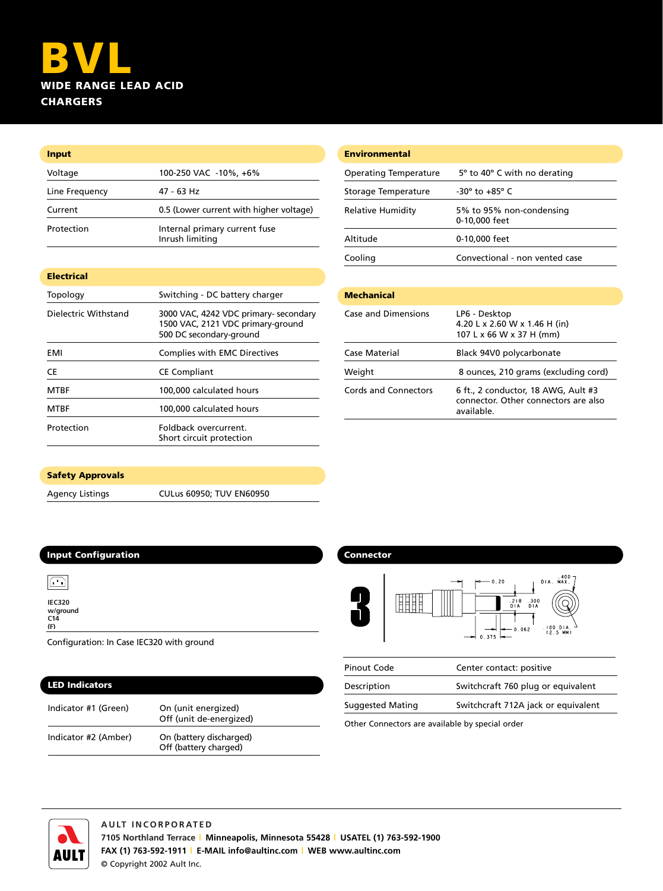# BVL

**WIDE RANGE LEAD ACID CHARGERS**

## Input

| | |
|---|---|
| Voltage | 100-250 VAC -10%, +6% |
| Line Frequency | 47 - 63 Hz |
| Current | 0.5 (Lower current with higher voltage) |
| Protection | Internal primary current fuse<br>Inrush limiting |

## Electrical

| | |
|---|---|
| Topology | Switching - DC battery charger |
| Dielectric Withstand | 3000 VAC, 4242 VDC primary- secondary<br>1500 VAC, 2121 VDC primary-ground<br>500 DC secondary-ground |
| EMI | Complies with EMC Directives |
| CE | CE Compliant |
| MTBF | 100,000 calculated hours |
| MTBF | 100,000 calculated hours |
| Protection | Foldback overcurrent.<br>Short circuit protection |

## Safety Approvals

| | |
|---|---|
| Agency Listings | CULus 60950; TUV EN60950 |

## Environmental

| | |
|---|---|
| Operating Temperature | 5° to 40° C with no derating |
| Storage Temperature | -30° to +85° C |
| Relative Humidity | 5% to 95% non-condensing<br>0-10,000 feet |
| Altitude | 0-10,000 feet |
| Cooling | Convectional - non vented case |

## Mechanical

| | |
|---|---|
| Case and Dimensions | LP6 - Desktop<br>4.20 L x 2.60 W x 1.46 H (in)<br>107 L x 66 W x 37 H (mm) |
| Case Material | Black 94V0 polycarbonate |
| Weight | 8 ounces, 210 grams (excluding cord) |
| Cords and Connectors | 6 ft., 2 conductor, 18 AWG, Ault #3 connector. Other connectors are also available. |

## Input Configuration

IEC320
w/ground
C14
(F)

Configuration: In Case IEC320 with ground

## LED Indicators

| | |
|---|---|
| Indicator #1 (Green) | On (unit energized)<br>Off (unit de-energized) |
| Indicator #2 (Amber) | On (battery discharged)<br>Off (battery charged) |

## Connector

3

0.20
.400 DIA. MAX.
.218 DIA
.300 DIA
0.062
.100 DIA. (2.5 MM)
0.375

| | |
|---|---|
| Pinout Code | Center contact: positive |
| Description | Switchcraft 760 plug or equivalent |
| Suggested Mating | Switchcraft 712A jack or equivalent |

Other Connectors are available by special order

---

AULT

**AULT INCORPORATED**
**7105 Northland Terrace | Minneapolis, Minnesota 55428 | USATEL (1) 763-592-1900**
**FAX (1) 763-592-1911 | E-MAIL info@aultinc.com | WEB www.aultinc.com**
© Copyright 2002 Ault Inc.